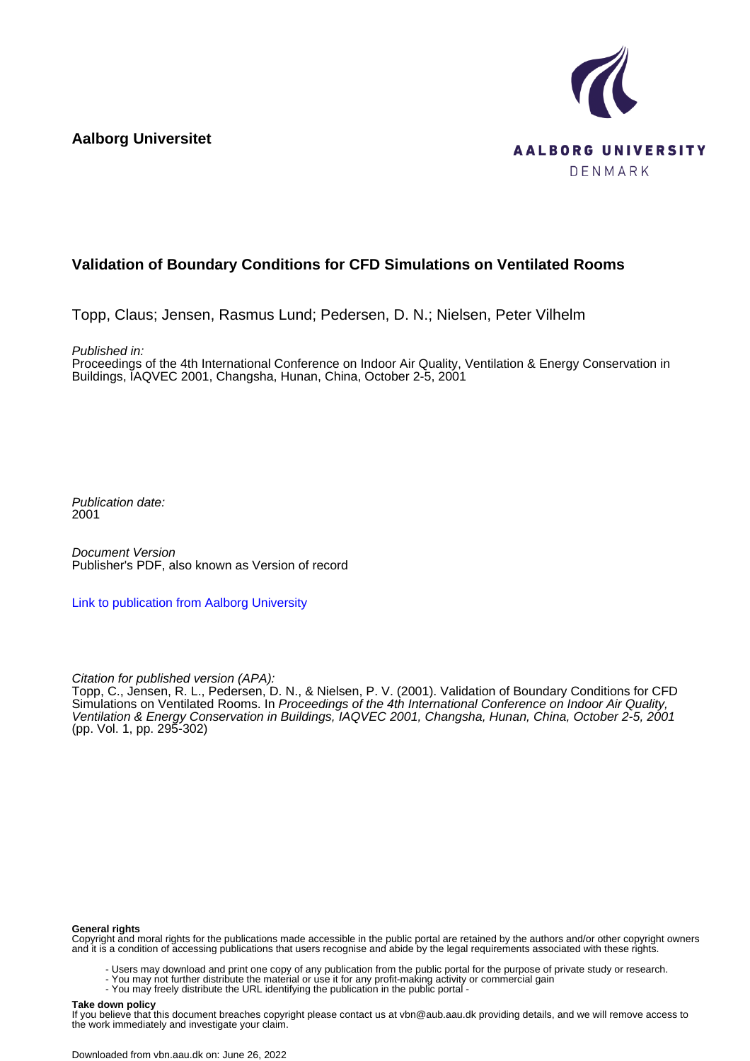**Aalborg Universitet**

AALBORG UNIVERSITY
DENMARK

# Validation of Boundary Conditions for CFD Simulations on Ventilated Rooms

Topp, Claus; Jensen, Rasmus Lund; Pedersen, D. N.; Nielsen, Peter Vilhelm

*Published in:*
Proceedings of the 4th International Conference on Indoor Air Quality, Ventilation & Energy Conservation in Buildings, IAQVEC 2001, Changsha, Hunan, China, October 2-5, 2001

*Publication date:*
2001

*Document Version*
Publisher's PDF, also known as Version of record

Link to publication from Aalborg University

*Citation for published version (APA):*
Topp, C., Jensen, R. L., Pedersen, D. N., & Nielsen, P. V. (2001). Validation of Boundary Conditions for CFD Simulations on Ventilated Rooms. In *Proceedings of the 4th International Conference on Indoor Air Quality, Ventilation & Energy Conservation in Buildings, IAQVEC 2001, Changsha, Hunan, China, October 2-5, 2001* (pp. Vol. 1, pp. 295-302)

**General rights**
Copyright and moral rights for the publications made accessible in the public portal are retained by the authors and/or other copyright owners and it is a condition of accessing publications that users recognise and abide by the legal requirements associated with these rights.

- Users may download and print one copy of any publication from the public portal for the purpose of private study or research.
- You may not further distribute the material or use it for any profit-making activity or commercial gain
- You may freely distribute the URL identifying the publication in the public portal -

**Take down policy**
If you believe that this document breaches copyright please contact us at vbn@aub.aau.dk providing details, and we will remove access to the work immediately and investigate your claim.

Downloaded from vbn.aau.dk on: June 26, 2022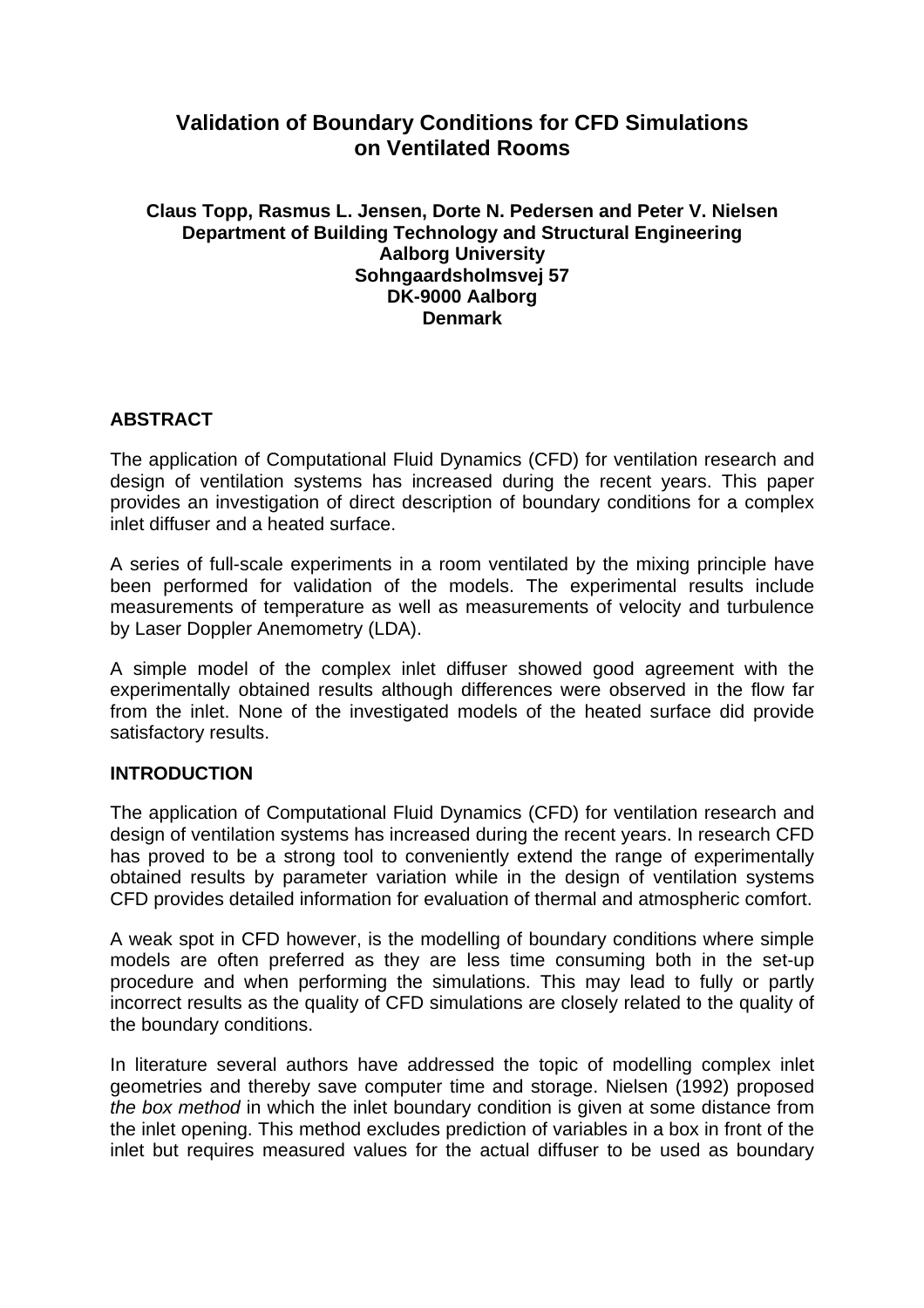# Validation of Boundary Conditions for CFD Simulations on Ventilated Rooms

**Claus Topp, Rasmus L. Jensen, Dorte N. Pedersen and Peter V. Nielsen**
**Department of Building Technology and Structural Engineering**
**Aalborg University**
**Sohngaardsholmsvej 57**
**DK-9000 Aalborg**
**Denmark**

## ABSTRACT

The application of Computational Fluid Dynamics (CFD) for ventilation research and design of ventilation systems has increased during the recent years. This paper provides an investigation of direct description of boundary conditions for a complex inlet diffuser and a heated surface.

A series of full-scale experiments in a room ventilated by the mixing principle have been performed for validation of the models. The experimental results include measurements of temperature as well as measurements of velocity and turbulence by Laser Doppler Anemometry (LDA).

A simple model of the complex inlet diffuser showed good agreement with the experimentally obtained results although differences were observed in the flow far from the inlet. None of the investigated models of the heated surface did provide satisfactory results.

## INTRODUCTION

The application of Computational Fluid Dynamics (CFD) for ventilation research and design of ventilation systems has increased during the recent years. In research CFD has proved to be a strong tool to conveniently extend the range of experimentally obtained results by parameter variation while in the design of ventilation systems CFD provides detailed information for evaluation of thermal and atmospheric comfort.

A weak spot in CFD however, is the modelling of boundary conditions where simple models are often preferred as they are less time consuming both in the set-up procedure and when performing the simulations. This may lead to fully or partly incorrect results as the quality of CFD simulations are closely related to the quality of the boundary conditions.

In literature several authors have addressed the topic of modelling complex inlet geometries and thereby save computer time and storage. Nielsen (1992) proposed *the box method* in which the inlet boundary condition is given at some distance from the inlet opening. This method excludes prediction of variables in a box in front of the inlet but requires measured values for the actual diffuser to be used as boundary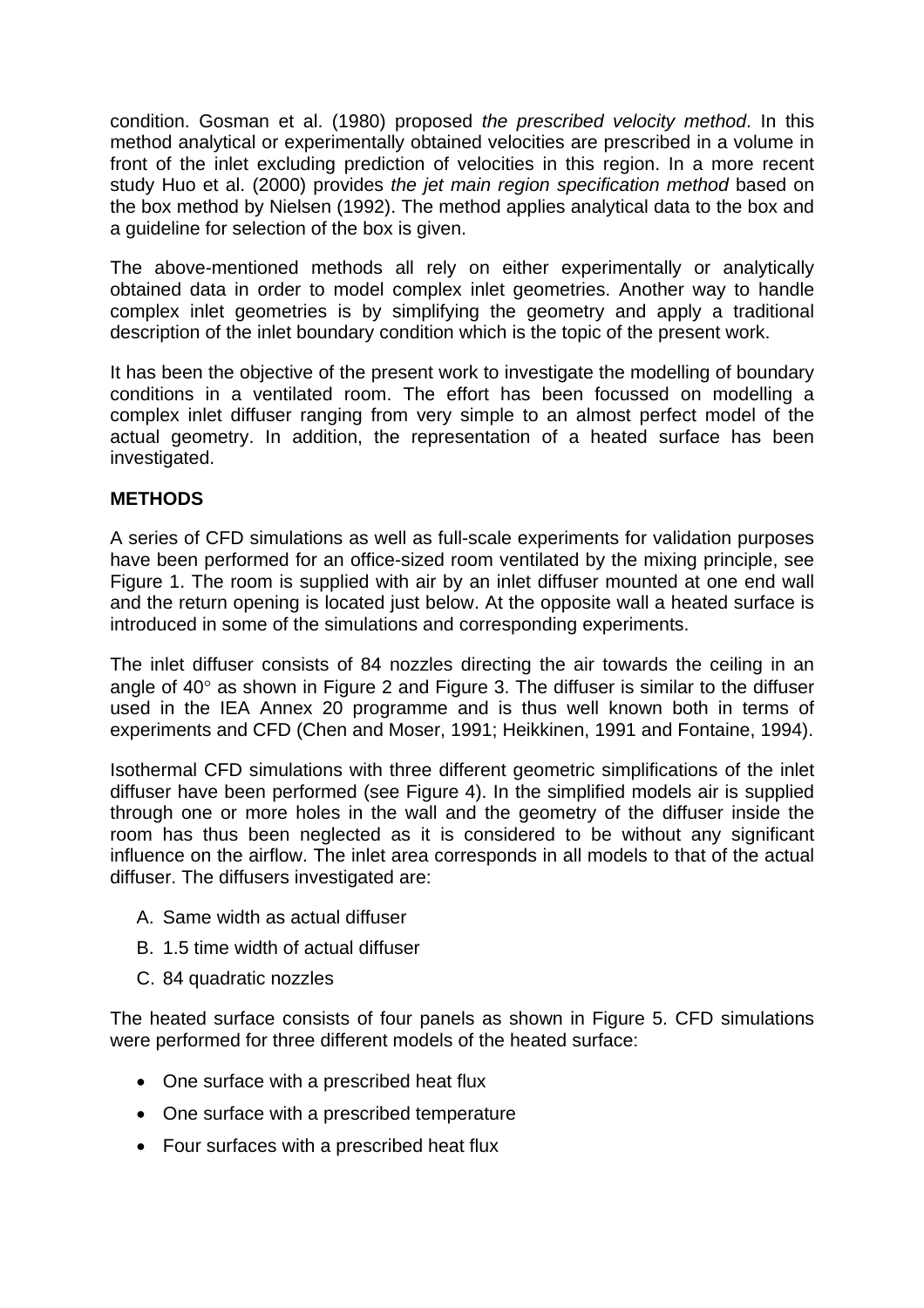condition. Gosman et al. (1980) proposed *the prescribed velocity method*. In this method analytical or experimentally obtained velocities are prescribed in a volume in front of the inlet excluding prediction of velocities in this region. In a more recent study Huo et al. (2000) provides *the jet main region specification method* based on the box method by Nielsen (1992). The method applies analytical data to the box and a guideline for selection of the box is given.

The above-mentioned methods all rely on either experimentally or analytically obtained data in order to model complex inlet geometries. Another way to handle complex inlet geometries is by simplifying the geometry and apply a traditional description of the inlet boundary condition which is the topic of the present work.

It has been the objective of the present work to investigate the modelling of boundary conditions in a ventilated room. The effort has been focussed on modelling a complex inlet diffuser ranging from very simple to an almost perfect model of the actual geometry. In addition, the representation of a heated surface has been investigated.

## METHODS

A series of CFD simulations as well as full-scale experiments for validation purposes have been performed for an office-sized room ventilated by the mixing principle, see Figure 1. The room is supplied with air by an inlet diffuser mounted at one end wall and the return opening is located just below. At the opposite wall a heated surface is introduced in some of the simulations and corresponding experiments.

The inlet diffuser consists of 84 nozzles directing the air towards the ceiling in an angle of 40° as shown in Figure 2 and Figure 3. The diffuser is similar to the diffuser used in the IEA Annex 20 programme and is thus well known both in terms of experiments and CFD (Chen and Moser, 1991; Heikkinen, 1991 and Fontaine, 1994).

Isothermal CFD simulations with three different geometric simplifications of the inlet diffuser have been performed (see Figure 4). In the simplified models air is supplied through one or more holes in the wall and the geometry of the diffuser inside the room has thus been neglected as it is considered to be without any significant influence on the airflow. The inlet area corresponds in all models to that of the actual diffuser. The diffusers investigated are:

A. Same width as actual diffuser
B. 1.5 time width of actual diffuser
C. 84 quadratic nozzles

The heated surface consists of four panels as shown in Figure 5. CFD simulations were performed for three different models of the heated surface:

- One surface with a prescribed heat flux
- One surface with a prescribed temperature
- Four surfaces with a prescribed heat flux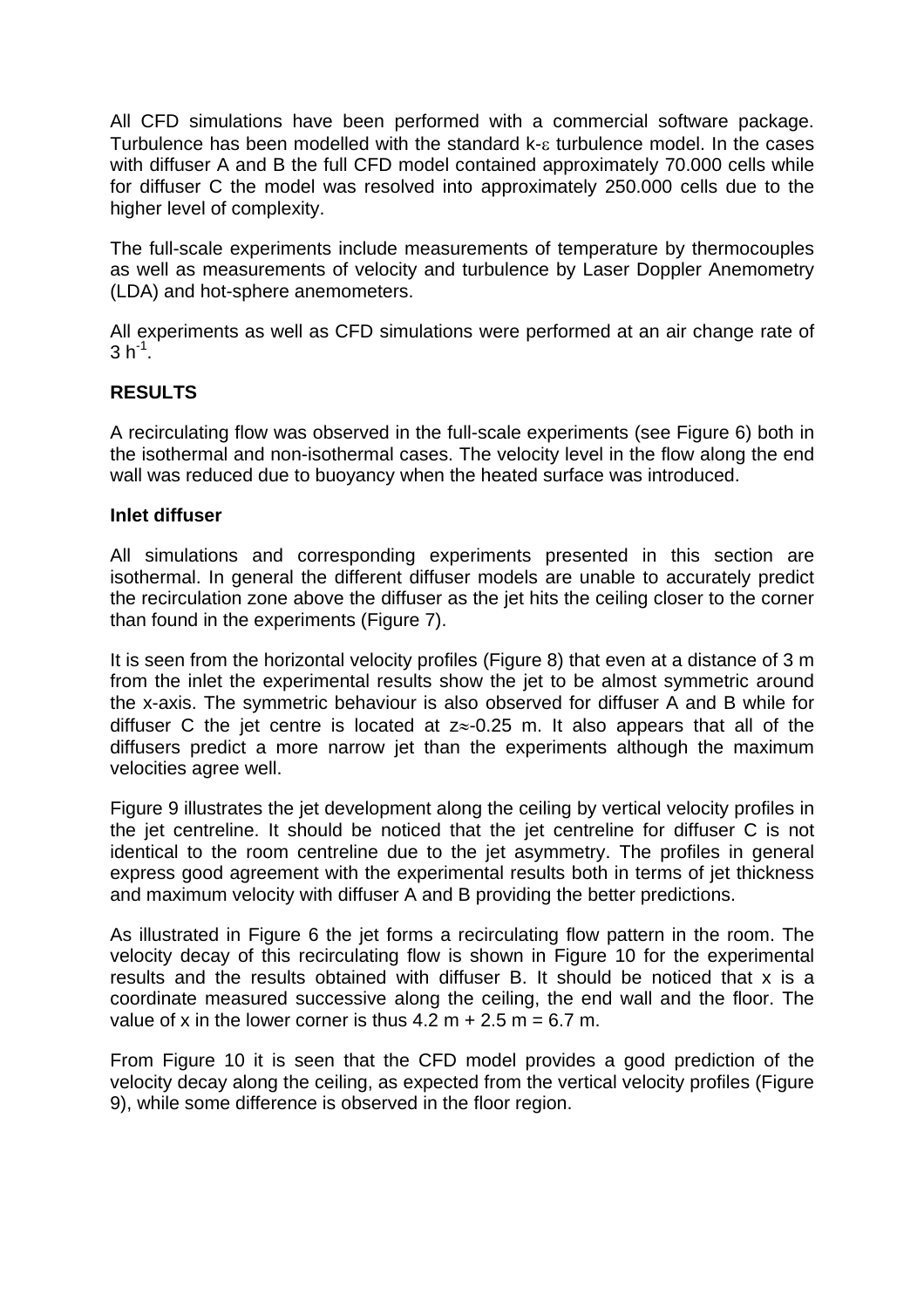All CFD simulations have been performed with a commercial software package. Turbulence has been modelled with the standard k-$\varepsilon$ turbulence model. In the cases with diffuser A and B the full CFD model contained approximately 70.000 cells while for diffuser C the model was resolved into approximately 250.000 cells due to the higher level of complexity.

The full-scale experiments include measurements of temperature by thermocouples as well as measurements of velocity and turbulence by Laser Doppler Anemometry (LDA) and hot-sphere anemometers.

All experiments as well as CFD simulations were performed at an air change rate of $3\ h^{-1}$.

**RESULTS**

A recirculating flow was observed in the full-scale experiments (see Figure 6) both in the isothermal and non-isothermal cases. The velocity level in the flow along the end wall was reduced due to buoyancy when the heated surface was introduced.

**Inlet diffuser**

All simulations and corresponding experiments presented in this section are isothermal. In general the different diffuser models are unable to accurately predict the recirculation zone above the diffuser as the jet hits the ceiling closer to the corner than found in the experiments (Figure 7).

It is seen from the horizontal velocity profiles (Figure 8) that even at a distance of 3 m from the inlet the experimental results show the jet to be almost symmetric around the x-axis. The symmetric behaviour is also observed for diffuser A and B while for diffuser C the jet centre is located at $z \approx -0.25$ m. It also appears that all of the diffusers predict a more narrow jet than the experiments although the maximum velocities agree well.

Figure 9 illustrates the jet development along the ceiling by vertical velocity profiles in the jet centreline. It should be noticed that the jet centreline for diffuser C is not identical to the room centreline due to the jet asymmetry. The profiles in general express good agreement with the experimental results both in terms of jet thickness and maximum velocity with diffuser A and B providing the better predictions.

As illustrated in Figure 6 the jet forms a recirculating flow pattern in the room. The velocity decay of this recirculating flow is shown in Figure 10 for the experimental results and the results obtained with diffuser B. It should be noticed that x is a coordinate measured successive along the ceiling, the end wall and the floor. The value of x in the lower corner is thus 4.2 m + 2.5 m = 6.7 m.

From Figure 10 it is seen that the CFD model provides a good prediction of the velocity decay along the ceiling, as expected from the vertical velocity profiles (Figure 9), while some difference is observed in the floor region.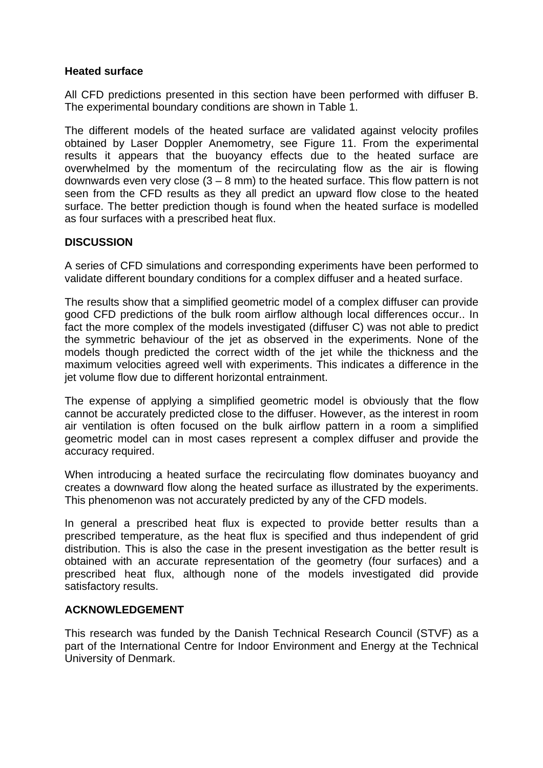**Heated surface**

All CFD predictions presented in this section have been performed with diffuser B. The experimental boundary conditions are shown in Table 1.

The different models of the heated surface are validated against velocity profiles obtained by Laser Doppler Anemometry, see Figure 11. From the experimental results it appears that the buoyancy effects due to the heated surface are overwhelmed by the momentum of the recirculating flow as the air is flowing downwards even very close (3 – 8 mm) to the heated surface. This flow pattern is not seen from the CFD results as they all predict an upward flow close to the heated surface. The better prediction though is found when the heated surface is modelled as four surfaces with a prescribed heat flux.

## DISCUSSION

A series of CFD simulations and corresponding experiments have been performed to validate different boundary conditions for a complex diffuser and a heated surface.

The results show that a simplified geometric model of a complex diffuser can provide good CFD predictions of the bulk room airflow although local differences occur.. In fact the more complex of the models investigated (diffuser C) was not able to predict the symmetric behaviour of the jet as observed in the experiments. None of the models though predicted the correct width of the jet while the thickness and the maximum velocities agreed well with experiments. This indicates a difference in the jet volume flow due to different horizontal entrainment.

The expense of applying a simplified geometric model is obviously that the flow cannot be accurately predicted close to the diffuser. However, as the interest in room air ventilation is often focused on the bulk airflow pattern in a room a simplified geometric model can in most cases represent a complex diffuser and provide the accuracy required.

When introducing a heated surface the recirculating flow dominates buoyancy and creates a downward flow along the heated surface as illustrated by the experiments. This phenomenon was not accurately predicted by any of the CFD models.

In general a prescribed heat flux is expected to provide better results than a prescribed temperature, as the heat flux is specified and thus independent of grid distribution. This is also the case in the present investigation as the better result is obtained with an accurate representation of the geometry (four surfaces) and a prescribed heat flux, although none of the models investigated did provide satisfactory results.

## ACKNOWLEDGEMENT

This research was funded by the Danish Technical Research Council (STVF) as a part of the International Centre for Indoor Environment and Energy at the Technical University of Denmark.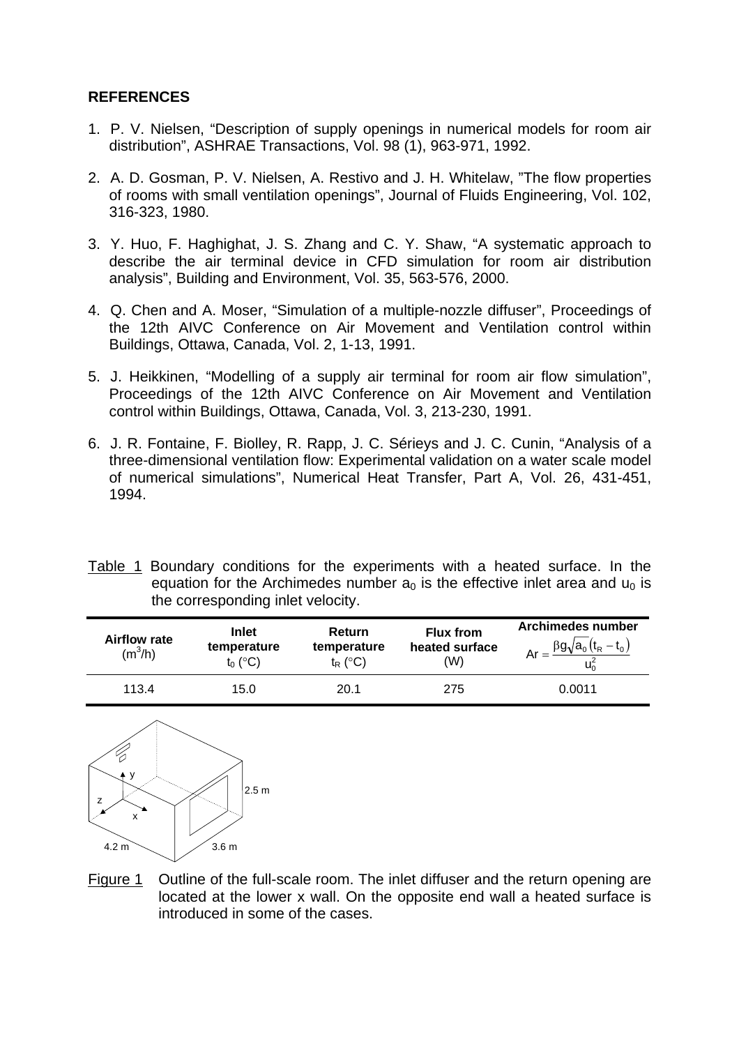**REFERENCES**

1. P. V. Nielsen, "Description of supply openings in numerical models for room air distribution", ASHRAE Transactions, Vol. 98 (1), 963-971, 1992.

2. A. D. Gosman, P. V. Nielsen, A. Restivo and J. H. Whitelaw, "The flow properties of rooms with small ventilation openings", Journal of Fluids Engineering, Vol. 102, 316-323, 1980.

3. Y. Huo, F. Haghighat, J. S. Zhang and C. Y. Shaw, "A systematic approach to describe the air terminal device in CFD simulation for room air distribution analysis", Building and Environment, Vol. 35, 563-576, 2000.

4. Q. Chen and A. Moser, "Simulation of a multiple-nozzle diffuser", Proceedings of the 12th AIVC Conference on Air Movement and Ventilation control within Buildings, Ottawa, Canada, Vol. 2, 1-13, 1991.

5. J. Heikkinen, "Modelling of a supply air terminal for room air flow simulation", Proceedings of the 12th AIVC Conference on Air Movement and Ventilation control within Buildings, Ottawa, Canada, Vol. 3, 213-230, 1991.

6. J. R. Fontaine, F. Biolley, R. Rapp, J. C. Sérieys and J. C. Cunin, "Analysis of a three-dimensional ventilation flow: Experimental validation on a water scale model of numerical simulations", Numerical Heat Transfer, Part A, Vol. 26, 431-451, 1994.

Table 1 Boundary conditions for the experiments with a heated surface. In the equation for the Archimedes number $a_0$ is the effective inlet area and $u_0$ is the corresponding inlet velocity.

| Airflow rate ($m^3$/h) | Inlet temperature $t_0$ (°C) | Return temperature $t_R$ (°C) | Flux from heated surface (W) | Archimedes number $Ar = \frac{\beta g \sqrt{a_0}(t_R - t_0)}{u_0^2}$ |
|---|---|---|---|---|
| 113.4 | 15.0 | 20.1 | 275 | 0.0011 |

Figure 1 Outline of the full-scale room. The inlet diffuser and the return opening are located at the lower x wall. On the opposite end wall a heated surface is introduced in some of the cases.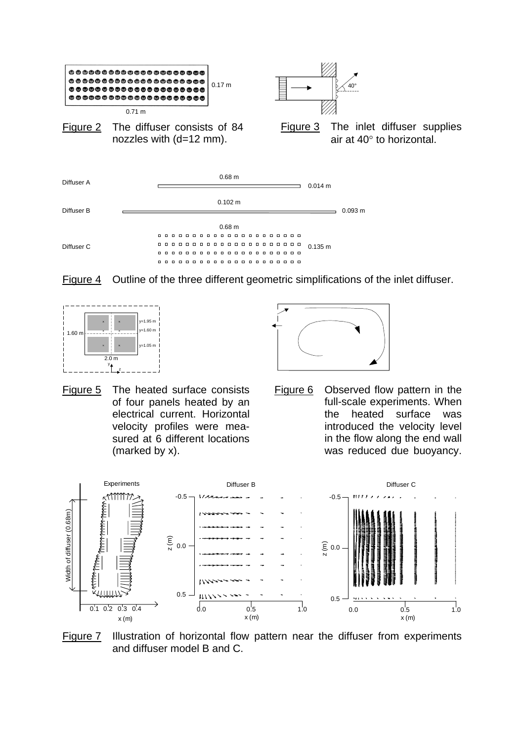0.17 m

0.71 m

Figure 2 The diffuser consists of 84 nozzles with (d=12 mm).

40°

Figure 3 The inlet diffuser supplies air at 40° to horizontal.

Diffuser A — 0.68 m — 0.014 m

Diffuser B — 0.102 m — 0.093 m

Diffuser C — 0.68 m — 0.135 m

Figure 4 Outline of the three different geometric simplifications of the inlet diffuser.

1.60 m — y=1.95 m — y=1.60 m — y=1.05 m — 2.0 m — y — z

Figure 5 The heated surface consists of four panels heated by an electrical current. Horizontal velocity profiles were measured at 6 different locations (marked by x).

Figure 6 Observed flow pattern in the full-scale experiments. When the heated surface was introduced the velocity level in the flow along the end wall was reduced due buoyancy.

Experiments — Width of diffuser (0.68m) — x (m): 0.1, 0.2, 0.3, 0.4

Diffuser B — z (m): -0.5, 0.0, 0.5 — x (m): 0.0, 0.5, 1.0

Diffuser C — z (m): -0.5, 0.0, 0.5 — x (m): 0.0, 0.5, 1.0

Figure 7 Illustration of horizontal flow pattern near the diffuser from experiments and diffuser model B and C.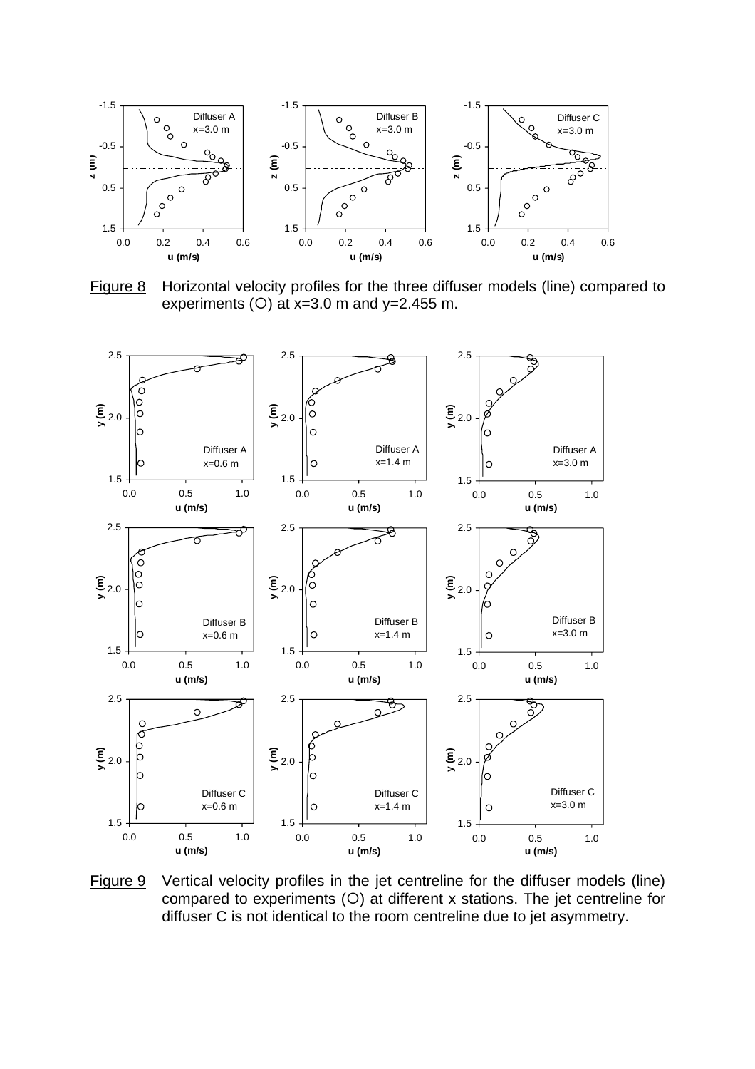Figure 8 Horizontal velocity profiles for the three diffuser models (line) compared to experiments (O) at x=3.0 m and y=2.455 m.

Figure 9 Vertical velocity profiles in the jet centreline for the diffuser models (line) compared to experiments (O) at different x stations. The jet centreline for diffuser C is not identical to the room centreline due to jet asymmetry.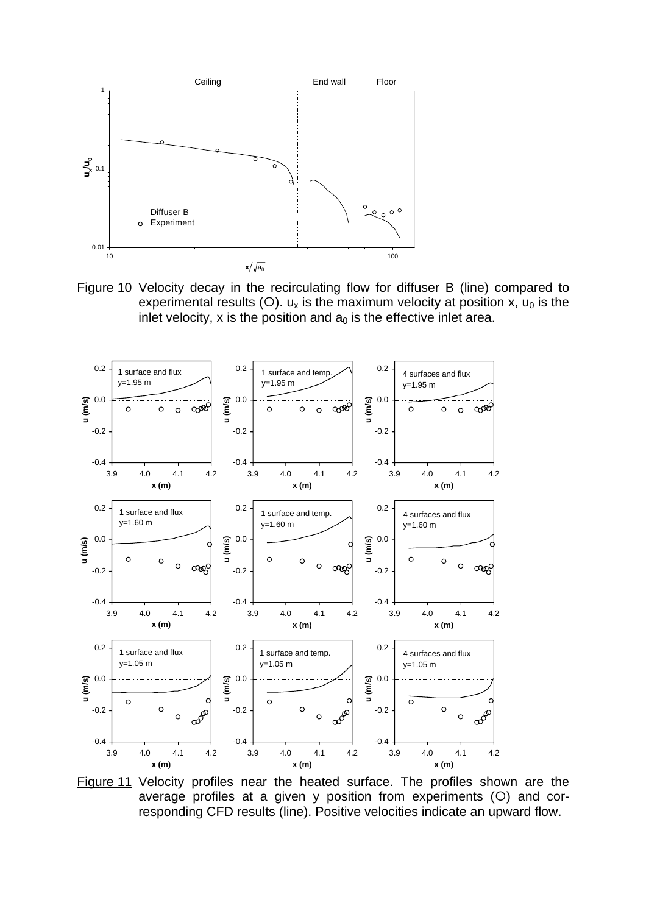Ceiling
End wall
Floor

1
0.1
0.01

$u_x/u_0$

10
100

$x/\sqrt{a_0}$

Diffuser B
Experiment

Figure 10 Velocity decay in the recirculating flow for diffuser B (line) compared to experimental results (O). $u_x$ is the maximum velocity at position x, $u_0$ is the inlet velocity, x is the position and $a_0$ is the effective inlet area.

1 surface and flux
y=1.95 m

1 surface and temp.
y=1.95 m

4 surfaces and flux
y=1.95 m

1 surface and flux
y=1.60 m

1 surface and temp.
y=1.60 m

4 surfaces and flux
y=1.60 m

1 surface and flux
y=1.05 m

1 surface and temp.
y=1.05 m

4 surfaces and flux
y=1.05 m

u (m/s)
0.2
0.0
-0.2
-0.4

x (m)
3.9
4.0
4.1
4.2

Figure 11 Velocity profiles near the heated surface. The profiles shown are the average profiles at a given y position from experiments (O) and corresponding CFD results (line). Positive velocities indicate an upward flow.